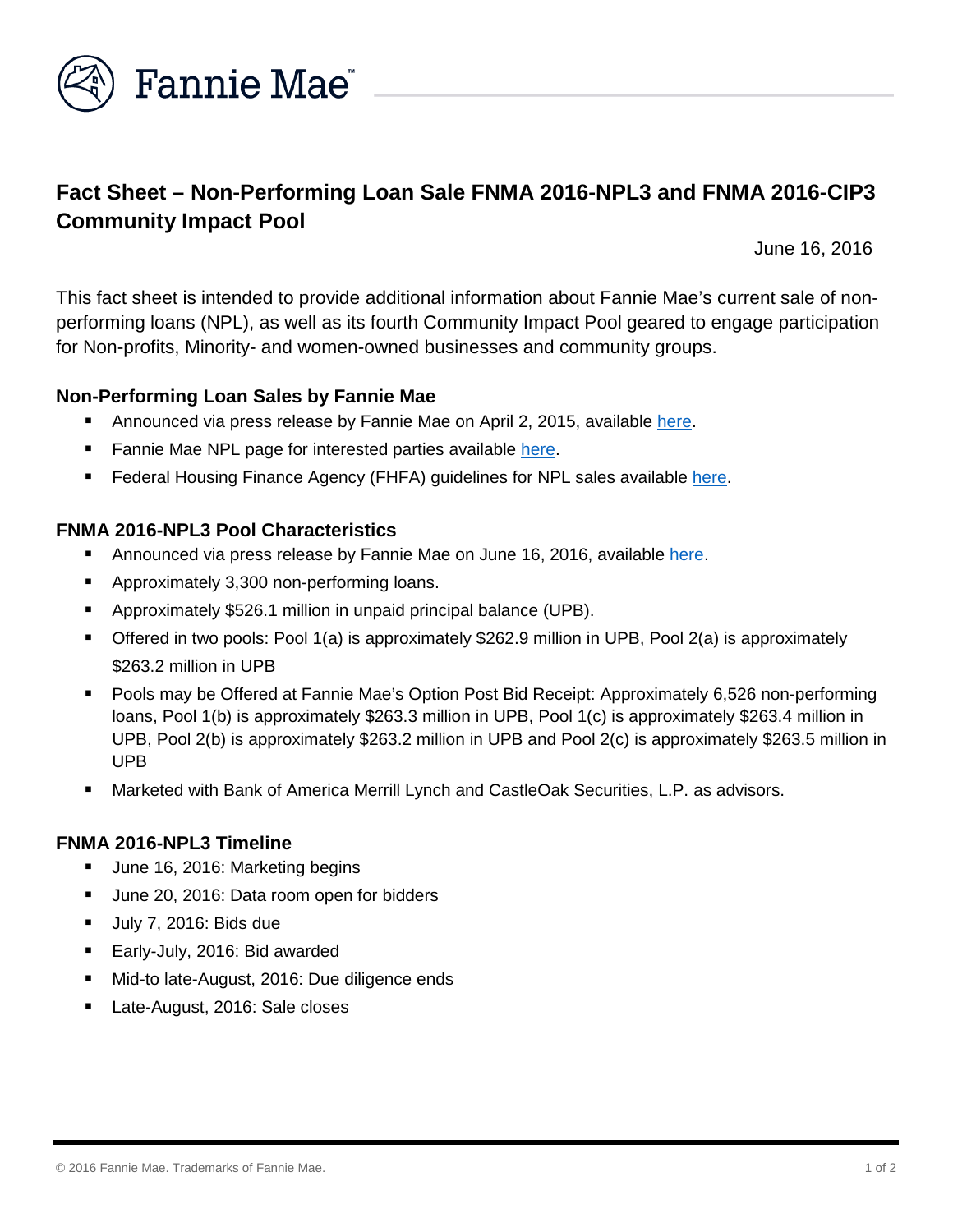# Fact Sheet – Non-Performing Loan Sale FNMA 2016-NPL3 and FNMA 2016-CIP3 Community Impact Pool

June 16, 2016

This fact sheet is intended to provide additional information about Fannie Mae's current sale of non-performing loans (NPL), as well as its fourth Community Impact Pool geared to engage participation for Non-profits, Minority- and women-owned businesses and community groups.

## Non-Performing Loan Sales by Fannie Mae

- Announced via press release by Fannie Mae on April 2, 2015, available here.
- Fannie Mae NPL page for interested parties available here.
- Federal Housing Finance Agency (FHFA) guidelines for NPL sales available here.

## FNMA 2016-NPL3 Pool Characteristics

- Announced via press release by Fannie Mae on June 16, 2016, available here.
- Approximately 3,300 non-performing loans.
- Approximately $526.1 million in unpaid principal balance (UPB).
- Offered in two pools: Pool 1(a) is approximately $262.9 million in UPB, Pool 2(a) is approximately $263.2 million in UPB
- Pools may be Offered at Fannie Mae's Option Post Bid Receipt: Approximately 6,526 non-performing loans, Pool 1(b) is approximately $263.3 million in UPB, Pool 1(c) is approximately $263.4 million in UPB, Pool 2(b) is approximately $263.2 million in UPB and Pool 2(c) is approximately $263.5 million in UPB
- Marketed with Bank of America Merrill Lynch and CastleOak Securities, L.P. as advisors.

## FNMA 2016-NPL3 Timeline

- June 16, 2016: Marketing begins
- June 20, 2016: Data room open for bidders
- July 7, 2016: Bids due
- Early-July, 2016: Bid awarded
- Mid-to late-August, 2016: Due diligence ends
- Late-August, 2016: Sale closes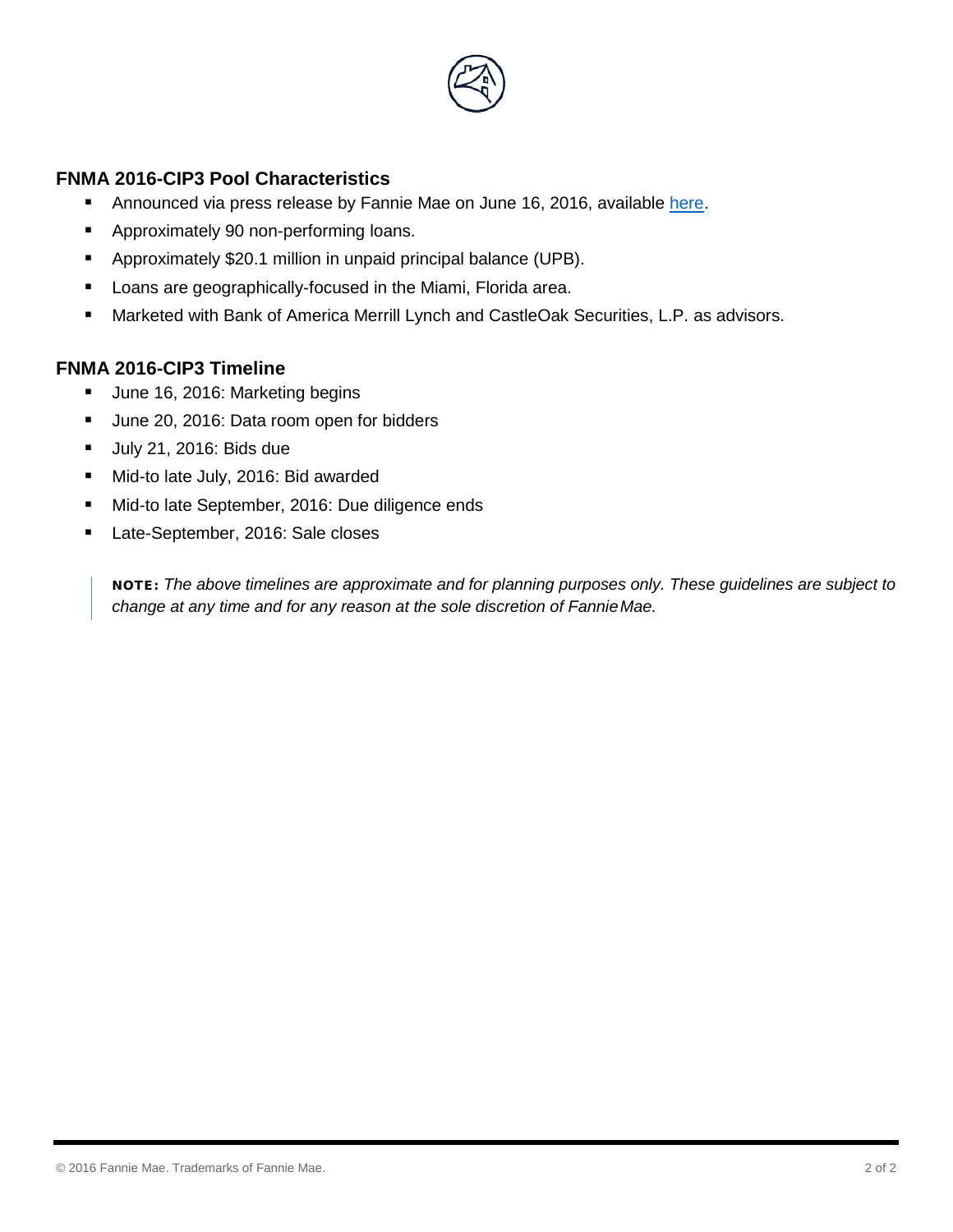## FNMA 2016-CIP3 Pool Characteristics

- Announced via press release by Fannie Mae on June 16, 2016, available [here](#).
- Approximately 90 non-performing loans.
- Approximately $20.1 million in unpaid principal balance (UPB).
- Loans are geographically-focused in the Miami, Florida area.
- Marketed with Bank of America Merrill Lynch and CastleOak Securities, L.P. as advisors.

## FNMA 2016-CIP3 Timeline

- June 16, 2016: Marketing begins
- June 20, 2016: Data room open for bidders
- July 21, 2016: Bids due
- Mid-to late July, 2016: Bid awarded
- Mid-to late September, 2016: Due diligence ends
- Late-September, 2016: Sale closes

> **NOTE:** *The above timelines are approximate and for planning purposes only. These guidelines are subject to change at any time and for any reason at the sole discretion of Fannie Mae.*

© 2016 Fannie Mae. Trademarks of Fannie Mae.